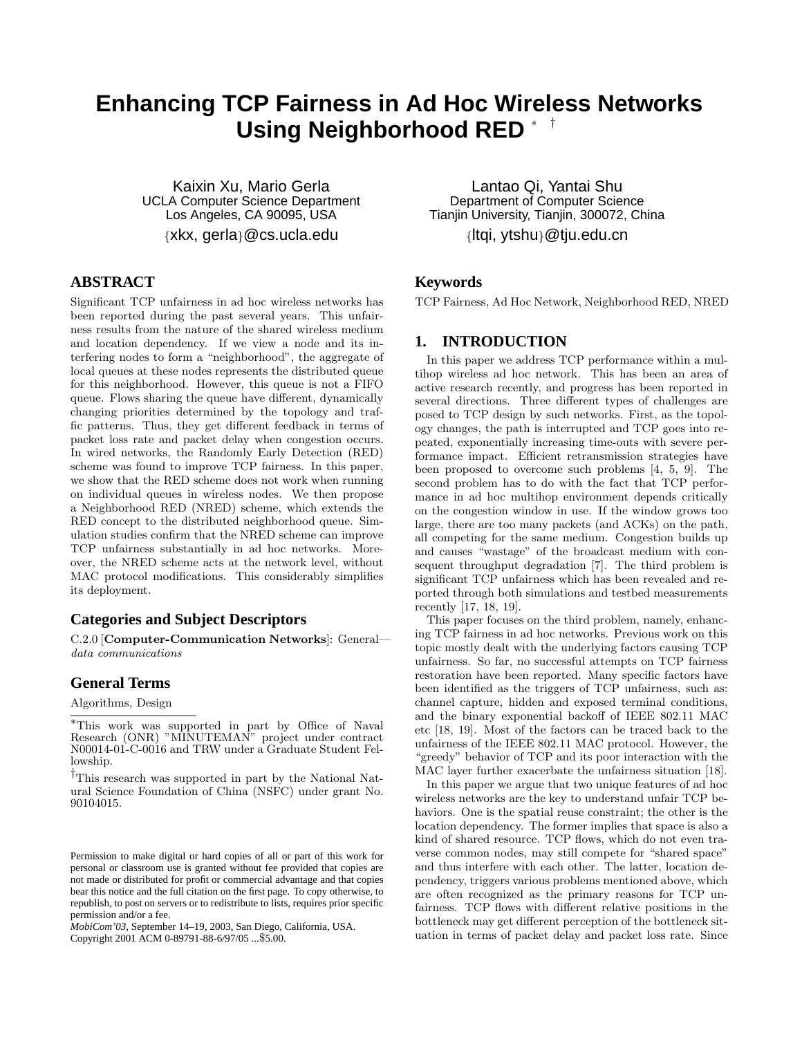# Enhancing TCP Fairness in Ad Hoc Wireless Networks Using Neighborhood RED [*] [†]

Kaixin Xu, Mario Gerla
UCLA Computer Science Department
Los Angeles, CA 90095, USA
{xkx, gerla}@cs.ucla.edu

Lantao Qi, Yantai Shu
Department of Computer Science
Tianjin University, Tianjin, 300072, China
{ltqi, ytshu}@tju.edu.cn

## ABSTRACT

Significant TCP unfairness in ad hoc wireless networks has been reported during the past several years. This unfairness results from the nature of the shared wireless medium and location dependency. If we view a node and its interfering nodes to form a "neighborhood", the aggregate of local queues at these nodes represents the distributed queue for this neighborhood. However, this queue is not a FIFO queue. Flows sharing the queue have different, dynamically changing priorities determined by the topology and traffic patterns. Thus, they get different feedback in terms of packet loss rate and packet delay when congestion occurs. In wired networks, the Randomly Early Detection (RED) scheme was found to improve TCP fairness. In this paper, we show that the RED scheme does not work when running on individual queues in wireless nodes. We then propose a Neighborhood RED (NRED) scheme, which extends the RED concept to the distributed neighborhood queue. Simulation studies confirm that the NRED scheme can improve TCP unfairness substantially in ad hoc networks. Moreover, the NRED scheme acts at the network level, without MAC protocol modifications. This considerably simplifies its deployment.

### Categories and Subject Descriptors

C.2.0 [**Computer-Communication Networks**]: General—*data communications*

### General Terms

Algorithms, Design

[*]This work was supported in part by Office of Naval Research (ONR) "MINUTEMAN" project under contract N00014-01-C-0016 and TRW under a Graduate Student Fellowship.

[†]This research was supported in part by the National Natural Science Foundation of China (NSFC) under grant No. 90104015.

Permission to make digital or hard copies of all or part of this work for personal or classroom use is granted without fee provided that copies are not made or distributed for profit or commercial advantage and that copies bear this notice and the full citation on the first page. To copy otherwise, to republish, to post on servers or to redistribute to lists, requires prior specific permission and/or a fee.
*MobiCom'03*, September 14–19, 2003, San Diego, California, USA.
Copyright 2001 ACM 0-89791-88-6/97/05 ...$5.00.

### Keywords

TCP Fairness, Ad Hoc Network, Neighborhood RED, NRED

## 1. INTRODUCTION

In this paper we address TCP performance within a multihop wireless ad hoc network. This has been an area of active research recently, and progress has been reported in several directions. Three different types of challenges are posed to TCP design by such networks. First, as the topology changes, the path is interrupted and TCP goes into repeated, exponentially increasing time-outs with severe performance impact. Efficient retransmission strategies have been proposed to overcome such problems [4, 5, 9]. The second problem has to do with the fact that TCP performance in ad hoc multihop environment depends critically on the congestion window in use. If the window grows too large, there are too many packets (and ACKs) on the path, all competing for the same medium. Congestion builds up and causes "wastage" of the broadcast medium with consequent throughput degradation [7]. The third problem is significant TCP unfairness which has been revealed and reported through both simulations and testbed measurements recently [17, 18, 19].

This paper focuses on the third problem, namely, enhancing TCP fairness in ad hoc networks. Previous work on this topic mostly dealt with the underlying factors causing TCP unfairness. So far, no successful attempts on TCP fairness restoration have been reported. Many specific factors have been identified as the triggers of TCP unfairness, such as: channel capture, hidden and exposed terminal conditions, and the binary exponential backoff of IEEE 802.11 MAC etc [18, 19]. Most of the factors can be traced back to the unfairness of the IEEE 802.11 MAC protocol. However, the "greedy" behavior of TCP and its poor interaction with the MAC layer further exacerbate the unfairness situation [18].

In this paper we argue that two unique features of ad hoc wireless networks are the key to understand unfair TCP behaviors. One is the spatial reuse constraint; the other is the location dependency. The former implies that space is also a kind of shared resource. TCP flows, which do not even traverse common nodes, may still compete for "shared space" and thus interfere with each other. The latter, location dependency, triggers various problems mentioned above, which are often recognized as the primary reasons for TCP unfairness. TCP flows with different relative positions in the bottleneck may get different perception of the bottleneck situation in terms of packet delay and packet loss rate. Since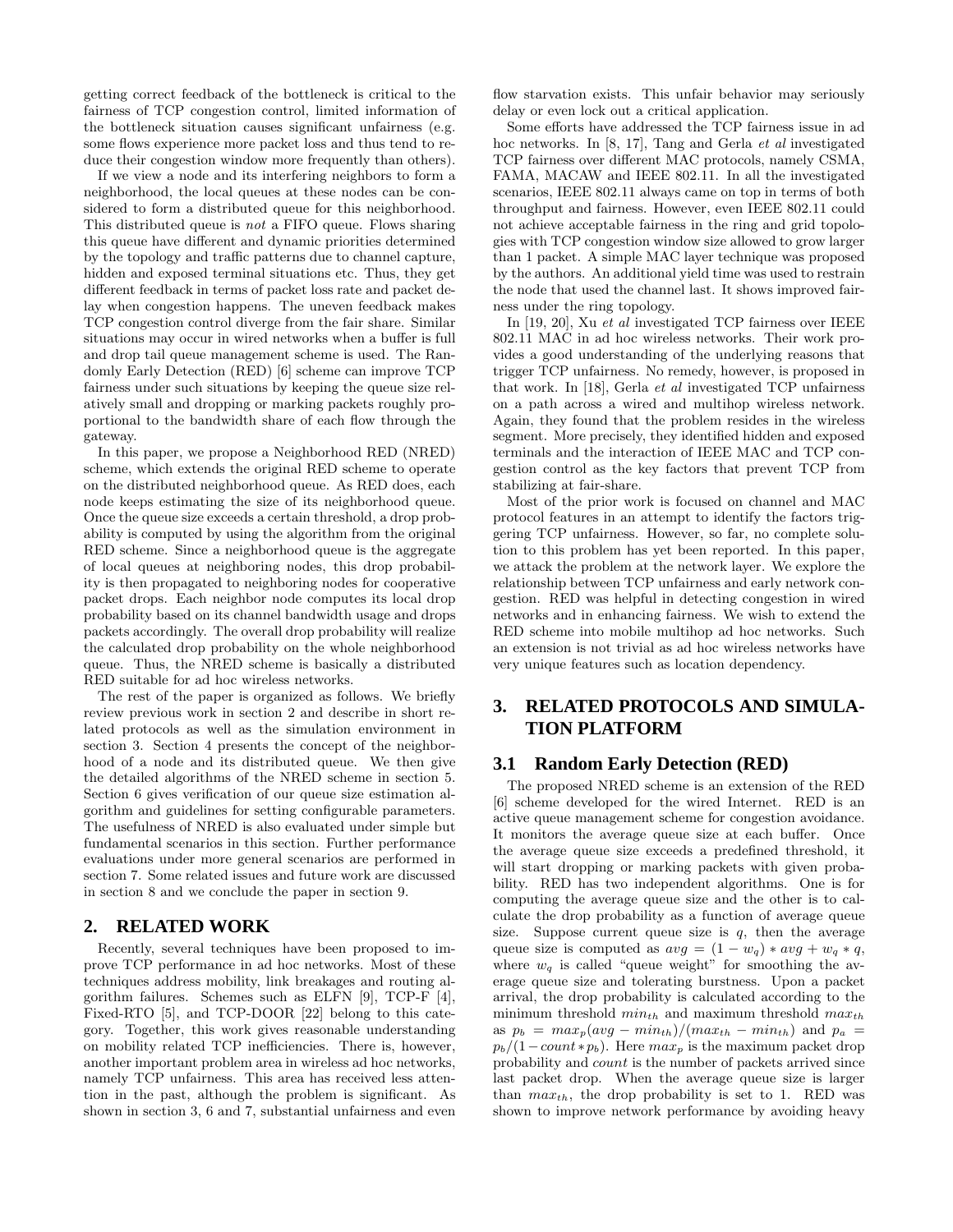getting correct feedback of the bottleneck is critical to the fairness of TCP congestion control, limited information of the bottleneck situation causes significant unfairness (e.g. some flows experience more packet loss and thus tend to reduce their congestion window more frequently than others).

If we view a node and its interfering neighbors to form a neighborhood, the local queues at these nodes can be considered to form a distributed queue for this neighborhood. This distributed queue is *not* a FIFO queue. Flows sharing this queue have different and dynamic priorities determined by the topology and traffic patterns due to channel capture, hidden and exposed terminal situations etc. Thus, they get different feedback in terms of packet loss rate and packet delay when congestion happens. The uneven feedback makes TCP congestion control diverge from the fair share. Similar situations may occur in wired networks when a buffer is full and drop tail queue management scheme is used. The Randomly Early Detection (RED) [6] scheme can improve TCP fairness under such situations by keeping the queue size relatively small and dropping or marking packets roughly proportional to the bandwidth share of each flow through the gateway.

In this paper, we propose a Neighborhood RED (NRED) scheme, which extends the original RED scheme to operate on the distributed neighborhood queue. As RED does, each node keeps estimating the size of its neighborhood queue. Once the queue size exceeds a certain threshold, a drop probability is computed by using the algorithm from the original RED scheme. Since a neighborhood queue is the aggregate of local queues at neighboring nodes, this drop probability is then propagated to neighboring nodes for cooperative packet drops. Each neighbor node computes its local drop probability based on its channel bandwidth usage and drops packets accordingly. The overall drop probability will realize the calculated drop probability on the whole neighborhood queue. Thus, the NRED scheme is basically a distributed RED suitable for ad hoc wireless networks.

The rest of the paper is organized as follows. We briefly review previous work in section 2 and describe in short related protocols as well as the simulation environment in section 3. Section 4 presents the concept of the neighborhood of a node and its distributed queue. We then give the detailed algorithms of the NRED scheme in section 5. Section 6 gives verification of our queue size estimation algorithm and guidelines for setting configurable parameters. The usefulness of NRED is also evaluated under simple but fundamental scenarios in this section. Further performance evaluations under more general scenarios are performed in section 7. Some related issues and future work are discussed in section 8 and we conclude the paper in section 9.

## 2. RELATED WORK

Recently, several techniques have been proposed to improve TCP performance in ad hoc networks. Most of these techniques address mobility, link breakages and routing algorithm failures. Schemes such as ELFN [9], TCP-F [4], Fixed-RTO [5], and TCP-DOOR [22] belong to this category. Together, this work gives reasonable understanding on mobility related TCP inefficiencies. There is, however, another important problem area in wireless ad hoc networks, namely TCP unfairness. This area has received less attention in the past, although the problem is significant. As shown in section 3, 6 and 7, substantial unfairness and even flow starvation exists. This unfair behavior may seriously delay or even lock out a critical application.

Some efforts have addressed the TCP fairness issue in ad hoc networks. In [8, 17], Tang and Gerla *et al* investigated TCP fairness over different MAC protocols, namely CSMA, FAMA, MACAW and IEEE 802.11. In all the investigated scenarios, IEEE 802.11 always came on top in terms of both throughput and fairness. However, even IEEE 802.11 could not achieve acceptable fairness in the ring and grid topologies with TCP congestion window size allowed to grow larger than 1 packet. A simple MAC layer technique was proposed by the authors. An additional yield time was used to restrain the node that used the channel last. It shows improved fairness under the ring topology.

In [19, 20], Xu *et al* investigated TCP fairness over IEEE 802.11 MAC in ad hoc wireless networks. Their work provides a good understanding of the underlying reasons that trigger TCP unfairness. No remedy, however, is proposed in that work. In [18], Gerla *et al* investigated TCP unfairness on a path across a wired and multihop wireless network. Again, they found that the problem resides in the wireless segment. More precisely, they identified hidden and exposed terminals and the interaction of IEEE MAC and TCP congestion control as the key factors that prevent TCP from stabilizing at fair-share.

Most of the prior work is focused on channel and MAC protocol features in an attempt to identify the factors triggering TCP unfairness. However, so far, no complete solution to this problem has yet been reported. In this paper, we attack the problem at the network layer. We explore the relationship between TCP unfairness and early network congestion. RED was helpful in detecting congestion in wired networks and in enhancing fairness. We wish to extend the RED scheme into mobile multihop ad hoc networks. Such an extension is not trivial as ad hoc wireless networks have very unique features such as location dependency.

## 3. RELATED PROTOCOLS AND SIMULATION PLATFORM

### 3.1 Random Early Detection (RED)

The proposed NRED scheme is an extension of the RED [6] scheme developed for the wired Internet. RED is an active queue management scheme for congestion avoidance. It monitors the average queue size at each buffer. Once the average queue size exceeds a predefined threshold, it will start dropping or marking packets with given probability. RED has two independent algorithms. One is for computing the average queue size and the other is to calculate the drop probability as a function of average queue size. Suppose current queue size is $q$, then the average queue size is computed as $avg = (1 - w_q) * avg + w_q * q$, where $w_q$ is called "queue weight" for smoothing the average queue size and tolerating burstness. Upon a packet arrival, the drop probability is calculated according to the minimum threshold $min_{th}$ and maximum threshold $max_{th}$ as $p_b = max_p(avg - min_{th})/(max_{th} - min_{th})$ and $p_a = p_b/(1 - count * p_b)$. Here $max_p$ is the maximum packet drop probability and $count$ is the number of packets arrived since last packet drop. When the average queue size is larger than $max_{th}$, the drop probability is set to 1. RED was shown to improve network performance by avoiding heavy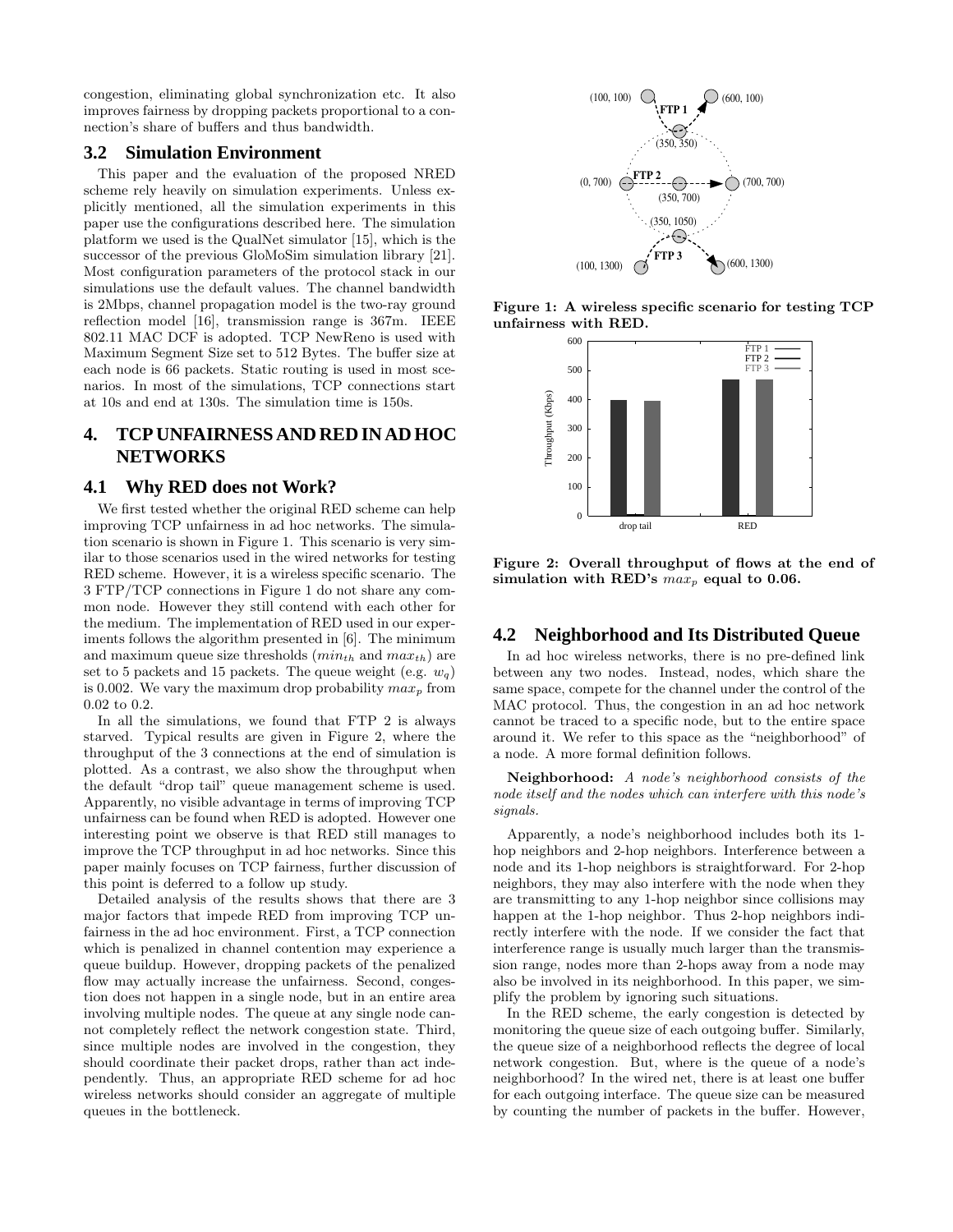congestion, eliminating global synchronization etc. It also improves fairness by dropping packets proportional to a connection's share of buffers and thus bandwidth.

## 3.2 Simulation Environment

This paper and the evaluation of the proposed NRED scheme rely heavily on simulation experiments. Unless explicitly mentioned, all the simulation experiments in this paper use the configurations described here. The simulation platform we used is the QualNet simulator [15], which is the successor of the previous GloMoSim simulation library [21]. Most configuration parameters of the protocol stack in our simulations use the default values. The channel bandwidth is 2Mbps, channel propagation model is the two-ray ground reflection model [16], transmission range is 367m. IEEE 802.11 MAC DCF is adopted. TCP NewReno is used with Maximum Segment Size set to 512 Bytes. The buffer size at each node is 66 packets. Static routing is used in most scenarios. In most of the simulations, TCP connections start at 10s and end at 130s. The simulation time is 150s.

# 4. TCP UNFAIRNESS AND RED IN AD HOC NETWORKS

## 4.1 Why RED does not Work?

We first tested whether the original RED scheme can help improving TCP unfairness in ad hoc networks. The simulation scenario is shown in Figure 1. This scenario is very similar to those scenarios used in the wired networks for testing RED scheme. However, it is a wireless specific scenario. The 3 FTP/TCP connections in Figure 1 do not share any common node. However they still contend with each other for the medium. The implementation of RED used in our experiments follows the algorithm presented in [6]. The minimum and maximum queue size thresholds ($min_{th}$ and $max_{th}$) are set to 5 packets and 15 packets. The queue weight (e.g. $w_q$) is 0.002. We vary the maximum drop probability $max_p$ from 0.02 to 0.2.

In all the simulations, we found that FTP 2 is always starved. Typical results are given in Figure 2, where the throughput of the 3 connections at the end of simulation is plotted. As a contrast, we also show the throughput when the default "drop tail" queue management scheme is used. Apparently, no visible advantage in terms of improving TCP unfairness can be found when RED is adopted. However one interesting point we observe is that RED still manages to improve the TCP throughput in ad hoc networks. Since this paper mainly focuses on TCP fairness, further discussion of this point is deferred to a follow up study.

Detailed analysis of the results shows that there are 3 major factors that impede RED from improving TCP unfairness in the ad hoc environment. First, a TCP connection which is penalized in channel contention may experience a queue buildup. However, dropping packets of the penalized flow may actually increase the unfairness. Second, congestion does not happen in a single node, but in an entire area involving multiple nodes. The queue at any single node cannot completely reflect the network congestion state. Third, since multiple nodes are involved in the congestion, they should coordinate their packet drops, rather than act independently. Thus, an appropriate RED scheme for ad hoc wireless networks should consider an aggregate of multiple queues in the bottleneck.

(100, 100) FTP 1 (600, 100)
(350, 350)
(0, 700) FTP 2 (700, 700)
(350, 700)
(350, 1050)
(100, 1300) FTP 3 (600, 1300)

**Figure 1: A wireless specific scenario for testing TCP unfairness with RED.**

Throughput (Kbps)
0
100
200
300
400
500
600
drop tail
RED
FTP 1
FTP 2
FTP 3

**Figure 2: Overall throughput of flows at the end of simulation with RED's $max_p$ equal to 0.06.**

## 4.2 Neighborhood and Its Distributed Queue

In ad hoc wireless networks, there is no pre-defined link between any two nodes. Instead, nodes, which share the same space, compete for the channel under the control of the MAC protocol. Thus, the congestion in an ad hoc network cannot be traced to a specific node, but to the entire space around it. We refer to this space as the "neighborhood" of a node. A more formal definition follows.

**Neighborhood:** *A node's neighborhood consists of the node itself and the nodes which can interfere with this node's signals.*

Apparently, a node's neighborhood includes both its 1-hop neighbors and 2-hop neighbors. Interference between a node and its 1-hop neighbors is straightforward. For 2-hop neighbors, they may also interfere with the node when they are transmitting to any 1-hop neighbor since collisions may happen at the 1-hop neighbor. Thus 2-hop neighbors indirectly interfere with the node. If we consider the fact that interference range is usually much larger than the transmission range, nodes more than 2-hops away from a node may also be involved in its neighborhood. In this paper, we simplify the problem by ignoring such situations.

In the RED scheme, the early congestion is detected by monitoring the queue size of each outgoing buffer. Similarly, the queue size of a neighborhood reflects the degree of local network congestion. But, where is the queue of a node's neighborhood? In the wired net, there is at least one buffer for each outgoing interface. The queue size can be measured by counting the number of packets in the buffer. However,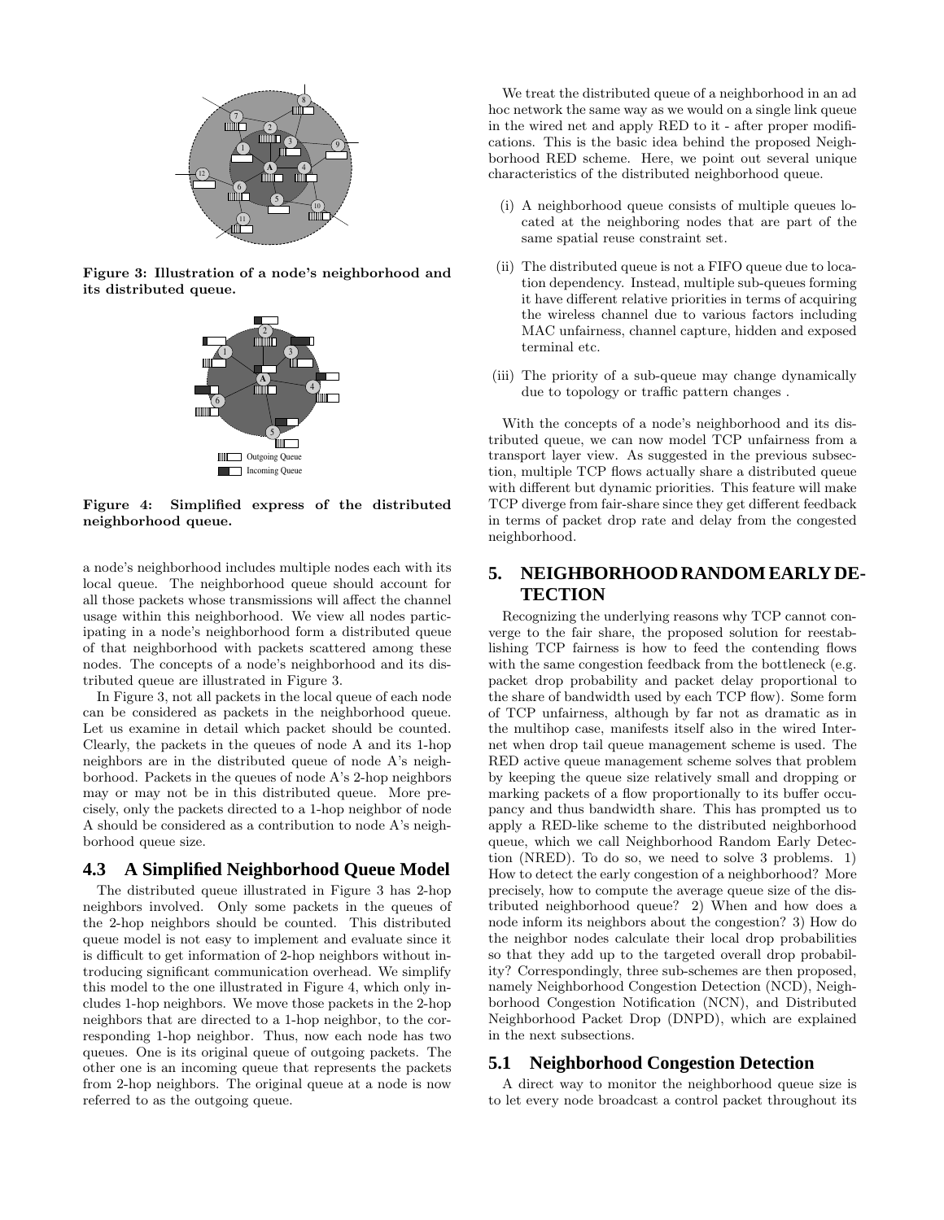Figure 3: Illustration of a node's neighborhood and its distributed queue.

Outgoing Queue

Incoming Queue

Figure 4: Simplified express of the distributed neighborhood queue.

a node's neighborhood includes multiple nodes each with its local queue. The neighborhood queue should account for all those packets whose transmissions will affect the channel usage within this neighborhood. We view all nodes participating in a node's neighborhood form a distributed queue of that neighborhood with packets scattered among these nodes. The concepts of a node's neighborhood and its distributed queue are illustrated in Figure 3.

In Figure 3, not all packets in the local queue of each node can be considered as packets in the neighborhood queue. Let us examine in detail which packet should be counted. Clearly, the packets in the queues of node A and its 1-hop neighbors are in the distributed queue of node A's neighborhood. Packets in the queues of node A's 2-hop neighbors may or may not be in this distributed queue. More precisely, only the packets directed to a 1-hop neighbor of node A should be considered as a contribution to node A's neighborhood queue size.

### 4.3 A Simplified Neighborhood Queue Model

The distributed queue illustrated in Figure 3 has 2-hop neighbors involved. Only some packets in the queues of the 2-hop neighbors should be counted. This distributed queue model is not easy to implement and evaluate since it is difficult to get information of 2-hop neighbors without introducing significant communication overhead. We simplify this model to the one illustrated in Figure 4, which only includes 1-hop neighbors. We move those packets in the 2-hop neighbors that are directed to a 1-hop neighbor, to the corresponding 1-hop neighbor. Thus, now each node has two queues. One is its original queue of outgoing packets. The other one is an incoming queue that represents the packets from 2-hop neighbors. The original queue at a node is now referred to as the outgoing queue.

We treat the distributed queue of a neighborhood in an ad hoc network the same way as we would on a single link queue in the wired net and apply RED to it - after proper modifications. This is the basic idea behind the proposed Neighborhood RED scheme. Here, we point out several unique characteristics of the distributed neighborhood queue.

(i) A neighborhood queue consists of multiple queues located at the neighboring nodes that are part of the same spatial reuse constraint set.

(ii) The distributed queue is not a FIFO queue due to location dependency. Instead, multiple sub-queues forming it have different relative priorities in terms of acquiring the wireless channel due to various factors including MAC unfairness, channel capture, hidden and exposed terminal etc.

(iii) The priority of a sub-queue may change dynamically due to topology or traffic pattern changes .

With the concepts of a node's neighborhood and its distributed queue, we can now model TCP unfairness from a transport layer view. As suggested in the previous subsection, multiple TCP flows actually share a distributed queue with different but dynamic priorities. This feature will make TCP diverge from fair-share since they get different feedback in terms of packet drop rate and delay from the congested neighborhood.

## 5. NEIGHBORHOOD RANDOM EARLY DETECTION

Recognizing the underlying reasons why TCP cannot converge to the fair share, the proposed solution for reestablishing TCP fairness is how to feed the contending flows with the same congestion feedback from the bottleneck (e.g. packet drop probability and packet delay proportional to the share of bandwidth used by each TCP flow). Some form of TCP unfairness, although by far not as dramatic as in the multihop case, manifests itself also in the wired Internet when drop tail queue management scheme is used. The RED active queue management scheme solves that problem by keeping the queue size relatively small and dropping or marking packets of a flow proportionally to its buffer occupancy and thus bandwidth share. This has prompted us to apply a RED-like scheme to the distributed neighborhood queue, which we call Neighborhood Random Early Detection (NRED). To do so, we need to solve 3 problems. 1) How to detect the early congestion of a neighborhood? More precisely, how to compute the average queue size of the distributed neighborhood queue? 2) When and how does a node inform its neighbors about the congestion? 3) How do the neighbor nodes calculate their local drop probabilities so that they add up to the targeted overall drop probability? Correspondingly, three sub-schemes are then proposed, namely Neighborhood Congestion Detection (NCD), Neighborhood Congestion Notification (NCN), and Distributed Neighborhood Packet Drop (DNPD), which are explained in the next subsections.

### 5.1 Neighborhood Congestion Detection

A direct way to monitor the neighborhood queue size is to let every node broadcast a control packet throughout its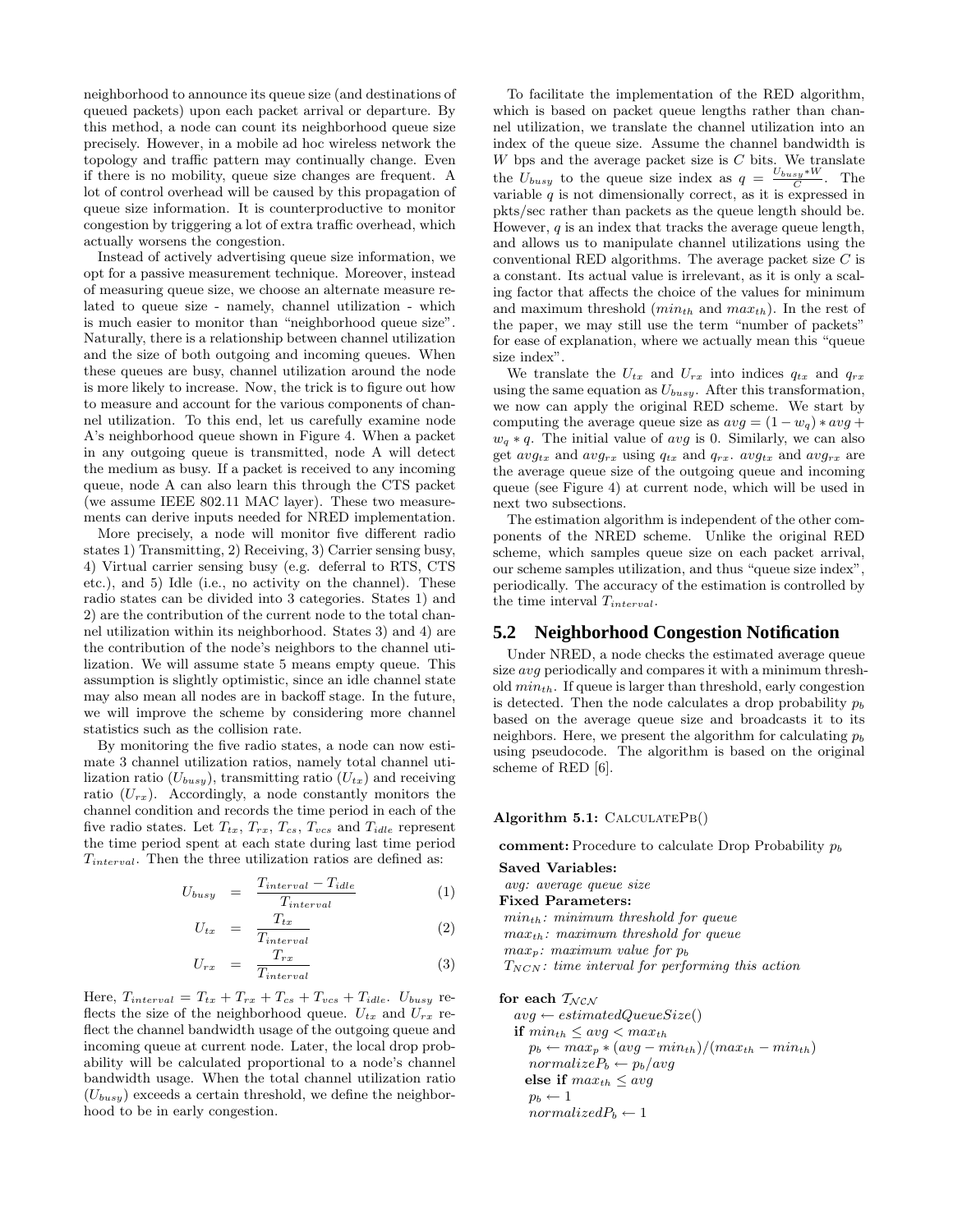neighborhood to announce its queue size (and destinations of queued packets) upon each packet arrival or departure. By this method, a node can count its neighborhood queue size precisely. However, in a mobile ad hoc wireless network the topology and traffic pattern may continually change. Even if there is no mobility, queue size changes are frequent. A lot of control overhead will be caused by this propagation of queue size information. It is counterproductive to monitor congestion by triggering a lot of extra traffic overhead, which actually worsens the congestion.

Instead of actively advertising queue size information, we opt for a passive measurement technique. Moreover, instead of measuring queue size, we choose an alternate measure related to queue size - namely, channel utilization - which is much easier to monitor than "neighborhood queue size". Naturally, there is a relationship between channel utilization and the size of both outgoing and incoming queues. When these queues are busy, channel utilization around the node is more likely to increase. Now, the trick is to figure out how to measure and account for the various components of channel utilization. To this end, let us carefully examine node A's neighborhood queue shown in Figure 4. When a packet in any outgoing queue is transmitted, node A will detect the medium as busy. If a packet is received to any incoming queue, node A can also learn this through the CTS packet (we assume IEEE 802.11 MAC layer). These two measurements can derive inputs needed for NRED implementation.

More precisely, a node will monitor five different radio states 1) Transmitting, 2) Receiving, 3) Carrier sensing busy, 4) Virtual carrier sensing busy (e.g. deferral to RTS, CTS etc.), and 5) Idle (i.e., no activity on the channel). These radio states can be divided into 3 categories. States 1) and 2) are the contribution of the current node to the total channel utilization within its neighborhood. States 3) and 4) are the contribution of the node's neighbors to the channel utilization. We will assume state 5 means empty queue. This assumption is slightly optimistic, since an idle channel state may also mean all nodes are in backoff stage. In the future, we will improve the scheme by considering more channel statistics such as the collision rate.

By monitoring the five radio states, a node can now estimate 3 channel utilization ratios, namely total channel utilization ratio ($U_{busy}$), transmitting ratio ($U_{tx}$) and receiving ratio ($U_{rx}$). Accordingly, a node constantly monitors the channel condition and records the time period in each of the five radio states. Let $T_{tx}$, $T_{rx}$, $T_{cs}$, $T_{vcs}$ and $T_{idle}$ represent the time period spent at each state during last time period $T_{interval}$. Then the three utilization ratios are defined as:

$$U_{busy} = \frac{T_{interval} - T_{idle}}{T_{interval}} \quad (1)$$

$$U_{tx} = \frac{T_{tx}}{T_{interval}} \quad (2)$$

$$U_{rx} = \frac{T_{rx}}{T_{interval}} \quad (3)$$

Here, $T_{interval} = T_{tx} + T_{rx} + T_{cs} + T_{vcs} + T_{idle}$. $U_{busy}$ reflects the size of the neighborhood queue. $U_{tx}$ and $U_{rx}$ reflect the channel bandwidth usage of the outgoing queue and incoming queue at current node. Later, the local drop probability will be calculated proportional to a node's channel bandwidth usage. When the total channel utilization ratio ($U_{busy}$) exceeds a certain threshold, we define the neighborhood to be in early congestion.

To facilitate the implementation of the RED algorithm, which is based on packet queue lengths rather than channel utilization, we translate the channel utilization into an index of the queue size. Assume the channel bandwidth is $W$ bps and the average packet size is $C$ bits. We translate the $U_{busy}$ to the queue size index as $q = \frac{U_{busy} * W}{C}$. The variable $q$ is not dimensionally correct, as it is expressed in pkts/sec rather than packets as the queue length should be. However, $q$ is an index that tracks the average queue length, and allows us to manipulate channel utilizations using the conventional RED algorithms. The average packet size $C$ is a constant. Its actual value is irrelevant, as it is only a scaling factor that affects the choice of the values for minimum and maximum threshold ($min_{th}$ and $max_{th}$). In the rest of the paper, we may still use the term "number of packets" for ease of explanation, where we actually mean this "queue size index".

We translate the $U_{tx}$ and $U_{rx}$ into indices $q_{tx}$ and $q_{rx}$ using the same equation as $U_{busy}$. After this transformation, we now can apply the original RED scheme. We start by computing the average queue size as $avg = (1 - w_q) * avg + w_q * q$. The initial value of $avg$ is 0. Similarly, we can also get $avg_{tx}$ and $avg_{rx}$ using $q_{tx}$ and $q_{rx}$. $avg_{tx}$ and $avg_{rx}$ are the average queue size of the outgoing queue and incoming queue (see Figure 4) at current node, which will be used in next two subsections.

The estimation algorithm is independent of the other components of the NRED scheme. Unlike the original RED scheme, which samples queue size on each packet arrival, our scheme samples utilization, and thus "queue size index", periodically. The accuracy of the estimation is controlled by the time interval $T_{interval}$.

## 5.2 Neighborhood Congestion Notification

Under NRED, a node checks the estimated average queue size $avg$ periodically and compares it with a minimum threshold $min_{th}$. If queue is larger than threshold, early congestion is detected. Then the node calculates a drop probability $p_b$ based on the average queue size and broadcasts it to its neighbors. Here, we present the algorithm for calculating $p_b$ using pseudocode. The algorithm is based on the original scheme of RED [6].

**Algorithm 5.1:** CALCULATEPB()

**comment:** Procedure to calculate Drop Probability $p_b$

**Saved Variables:**
*avg: average queue size*

**Fixed Parameters:**
$min_{th}$: *minimum threshold for queue*
$max_{th}$: *maximum threshold for queue*
$max_p$: *maximum value for* $p_b$
$T_{NCN}$: *time interval for performing this action*

**for each** $\mathcal{T_{NCN}}$
  $avg \leftarrow estimatedQueueSize()$
  **if** $min_{th} \leq avg < max_{th}$
    $p_b \leftarrow max_p * (avg - min_{th})/(max_{th} - min_{th})$
    $normalizeP_b \leftarrow p_b/avg$
  **else if** $max_{th} \leq avg$
    $p_b \leftarrow 1$
    $normalizedP_b \leftarrow 1$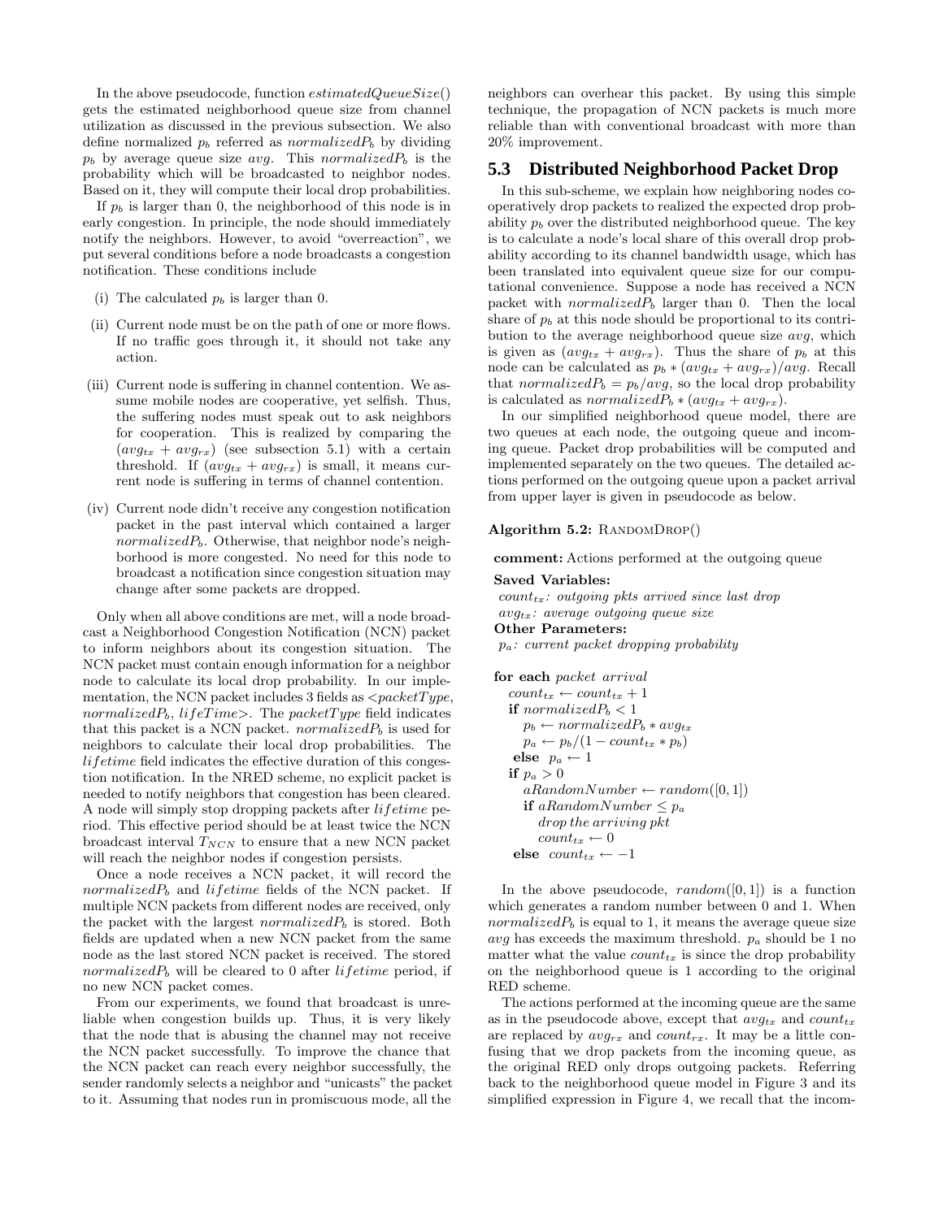In the above pseudocode, function $estimatedQueueSize()$ gets the estimated neighborhood queue size from channel utilization as discussed in the previous subsection. We also define normalized $p_b$ referred as $normalizedP_b$ by dividing $p_b$ by average queue size $avg$. This $normalizedP_b$ is the probability which will be broadcasted to neighbor nodes. Based on it, they will compute their local drop probabilities.

If $p_b$ is larger than 0, the neighborhood of this node is in early congestion. In principle, the node should immediately notify the neighbors. However, to avoid "overreaction", we put several conditions before a node broadcasts a congestion notification. These conditions include

(i) The calculated $p_b$ is larger than 0.

(ii) Current node must be on the path of one or more flows. If no traffic goes through it, it should not take any action.

(iii) Current node is suffering in channel contention. We assume mobile nodes are cooperative, yet selfish. Thus, the suffering nodes must speak out to ask neighbors for cooperation. This is realized by comparing the $(avg_{tx} + avg_{rx})$ (see subsection 5.1) with a certain threshold. If $(avg_{tx} + avg_{rx})$ is small, it means current node is suffering in terms of channel contention.

(iv) Current node didn't receive any congestion notification packet in the past interval which contained a larger $normalizedP_b$. Otherwise, that neighbor node's neighborhood is more congested. No need for this node to broadcast a notification since congestion situation may change after some packets are dropped.

Only when all above conditions are met, will a node broadcast a Neighborhood Congestion Notification (NCN) packet to inform neighbors about its congestion situation. The NCN packet must contain enough information for a neighbor node to calculate its local drop probability. In our implementation, the NCN packet includes 3 fields as $<packetType, normalizedP_b, lifeTime>$. The $packetType$ field indicates that this packet is a NCN packet. $normalizedP_b$ is used for neighbors to calculate their local drop probabilities. The $lifetime$ field indicates the effective duration of this congestion notification. In the NRED scheme, no explicit packet is needed to notify neighbors that congestion has been cleared. A node will simply stop dropping packets after $lifetime$ period. This effective period should be at least twice the NCN broadcast interval $T_{NCN}$ to ensure that a new NCN packet will reach the neighbor nodes if congestion persists.

Once a node receives a NCN packet, it will record the $normalizedP_b$ and $lifetime$ fields of the NCN packet. If multiple NCN packets from different nodes are received, only the packet with the largest $normalizedP_b$ is stored. Both fields are updated when a new NCN packet from the same node as the last stored NCN packet is received. The stored $normalizedP_b$ will be cleared to 0 after $lifetime$ period, if no new NCN packet comes.

From our experiments, we found that broadcast is unreliable when congestion builds up. Thus, it is very likely that the node that is abusing the channel may not receive the NCN packet successfully. To improve the chance that the NCN packet can reach every neighbor successfully, the sender randomly selects a neighbor and "unicasts" the packet to it. Assuming that nodes run in promiscuous mode, all the neighbors can overhear this packet. By using this simple technique, the propagation of NCN packets is much more reliable than with conventional broadcast with more than 20% improvement.

## 5.3 Distributed Neighborhood Packet Drop

In this sub-scheme, we explain how neighboring nodes cooperatively drop packets to realized the expected drop probability $p_b$ over the distributed neighborhood queue. The key is to calculate a node's local share of this overall drop probability according to its channel bandwidth usage, which has been translated into equivalent queue size for our computational convenience. Suppose a node has received a NCN packet with $normalizedP_b$ larger than 0. Then the local share of $p_b$ at this node should be proportional to its contribution to the average neighborhood queue size $avg$, which is given as $(avg_{tx} + avg_{rx})$. Thus the share of $p_b$ at this node can be calculated as $p_b * (avg_{tx} + avg_{rx})/avg$. Recall that $normalizedP_b = p_b/avg$, so the local drop probability is calculated as $normalizedP_b * (avg_{tx} + avg_{rx})$.

In our simplified neighborhood queue model, there are two queues at each node, the outgoing queue and incoming queue. Packet drop probabilities will be computed and implemented separately on the two queues. The detailed actions performed on the outgoing queue upon a packet arrival from upper layer is given in pseudocode as below.

**Algorithm 5.2:** RANDOMDROP()

```
comment: Actions performed at the outgoing queue
Saved Variables:
  count_tx: outgoing pkts arrived since last drop
  avg_tx: average outgoing queue size
Other Parameters:
  p_a: current packet dropping probability

for each packet arrival
  count_tx ← count_tx + 1
  if normalizedP_b < 1
    p_b ← normalizedP_b * avg_tx
    p_a ← p_b/(1 − count_tx * p_b)
  else p_a ← 1
  if p_a > 0
    aRandomNumber ← random([0, 1])
    if aRandomNumber ≤ p_a
      drop the arriving pkt
      count_tx ← 0
  else count_tx ← −1
```

In the above pseudocode, $random([0, 1])$ is a function which generates a random number between 0 and 1. When $normalizedP_b$ is equal to 1, it means the average queue size $avg$ has exceeds the maximum threshold. $p_a$ should be 1 no matter what the value $count_{tx}$ is since the drop probability on the neighborhood queue is 1 according to the original RED scheme.

The actions performed at the incoming queue are the same as in the pseudocode above, except that $avg_{tx}$ and $count_{tx}$ are replaced by $avg_{rx}$ and $count_{rx}$. It may be a little confusing that we drop packets from the incoming queue, as the original RED only drops outgoing packets. Referring back to the neighborhood queue model in Figure 3 and its simplified expression in Figure 4, we recall that the incom-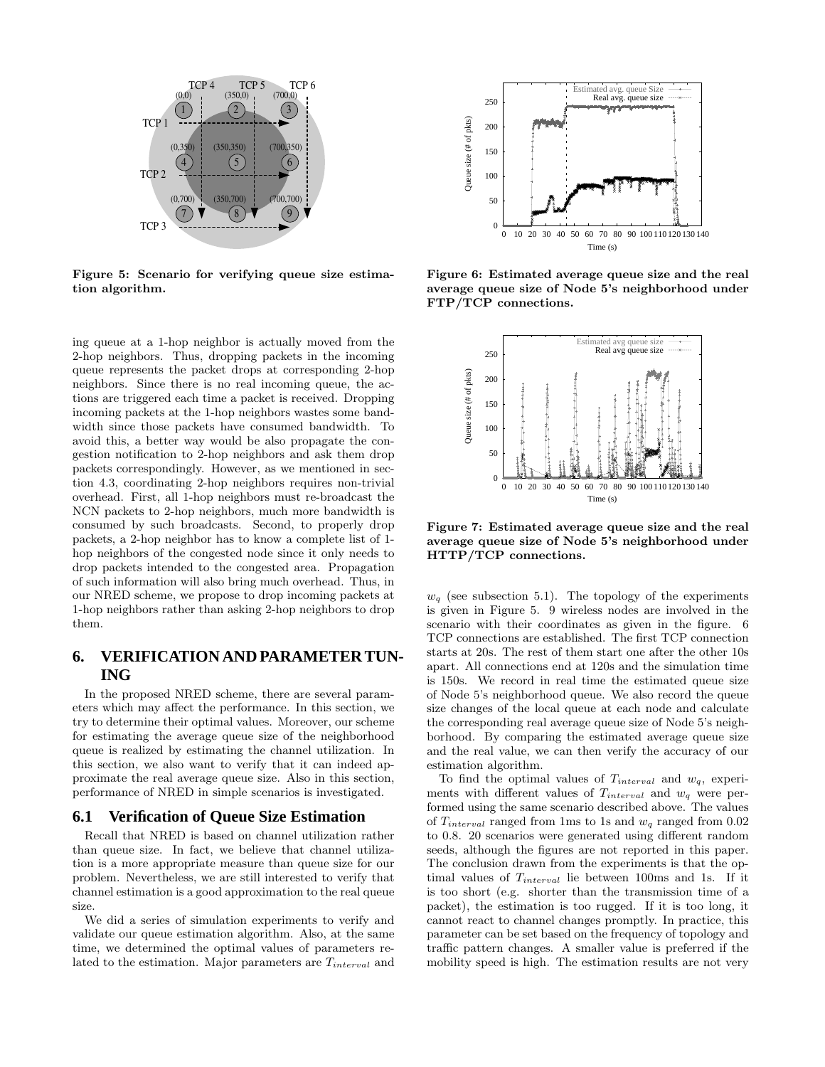Figure 5: Scenario for verifying queue size estimation algorithm.

Figure 6: Estimated average queue size and the real average queue size of Node 5's neighborhood under FTP/TCP connections.

Figure 7: Estimated average queue size and the real average queue size of Node 5's neighborhood under HTTP/TCP connections.

ing queue at a 1-hop neighbor is actually moved from the 2-hop neighbors. Thus, dropping packets in the incoming queue represents the packet drops at corresponding 2-hop neighbors. Since there is no real incoming queue, the actions are triggered each time a packet is received. Dropping incoming packets at the 1-hop neighbors wastes some bandwidth since those packets have consumed bandwidth. To avoid this, a better way would be also propagate the congestion notification to 2-hop neighbors and ask them drop packets correspondingly. However, as we mentioned in section 4.3, coordinating 2-hop neighbors requires non-trivial overhead. First, all 1-hop neighbors must re-broadcast the NCN packets to 2-hop neighbors, much more bandwidth is consumed by such broadcasts. Second, to properly drop packets, a 2-hop neighbor has to know a complete list of 1-hop neighbors of the congested node since it only needs to drop packets intended to the congested area. Propagation of such information will also bring much overhead. Thus, in our NRED scheme, we propose to drop incoming packets at 1-hop neighbors rather than asking 2-hop neighbors to drop them.

## 6. VERIFICATION AND PARAMETER TUNING

In the proposed NRED scheme, there are several parameters which may affect the performance. In this section, we try to determine their optimal values. Moreover, our scheme for estimating the average queue size of the neighborhood queue is realized by estimating the channel utilization. In this section, we also want to verify that it can indeed approximate the real average queue size. Also in this section, performance of NRED in simple scenarios is investigated.

### 6.1 Verification of Queue Size Estimation

Recall that NRED is based on channel utilization rather than queue size. In fact, we believe that channel utilization is a more appropriate measure than queue size for our problem. Nevertheless, we are still interested to verify that channel estimation is a good approximation to the real queue size.

We did a series of simulation experiments to verify and validate our queue estimation algorithm. Also, at the same time, we determined the optimal values of parameters related to the estimation. Major parameters are $T_{interval}$ and $w_q$ (see subsection 5.1). The topology of the experiments is given in Figure 5. 9 wireless nodes are involved in the scenario with their coordinates as given in the figure. 6 TCP connections are established. The first TCP connection starts at 20s. The rest of them start one after the other 10s apart. All connections end at 120s and the simulation time is 150s. We record in real time the estimated queue size of Node 5's neighborhood queue. We also record the queue size changes of the local queue at each node and calculate the corresponding real average queue size of Node 5's neighborhood. By comparing the estimated average queue size and the real value, we can then verify the accuracy of our estimation algorithm.

To find the optimal values of $T_{interval}$ and $w_q$, experiments with different values of $T_{interval}$ and $w_q$ were performed using the same scenario described above. The values of $T_{interval}$ ranged from 1ms to 1s and $w_q$ ranged from 0.02 to 0.8. 20 scenarios were generated using different random seeds, although the figures are not reported in this paper. The conclusion drawn from the experiments is that the optimal values of $T_{interval}$ lie between 100ms and 1s. If it is too short (e.g. shorter than the transmission time of a packet), the estimation is too rugged. If it is too long, it cannot react to channel changes promptly. In practice, this parameter can be set based on the frequency of topology and traffic pattern changes. A smaller value is preferred if the mobility speed is high. The estimation results are not very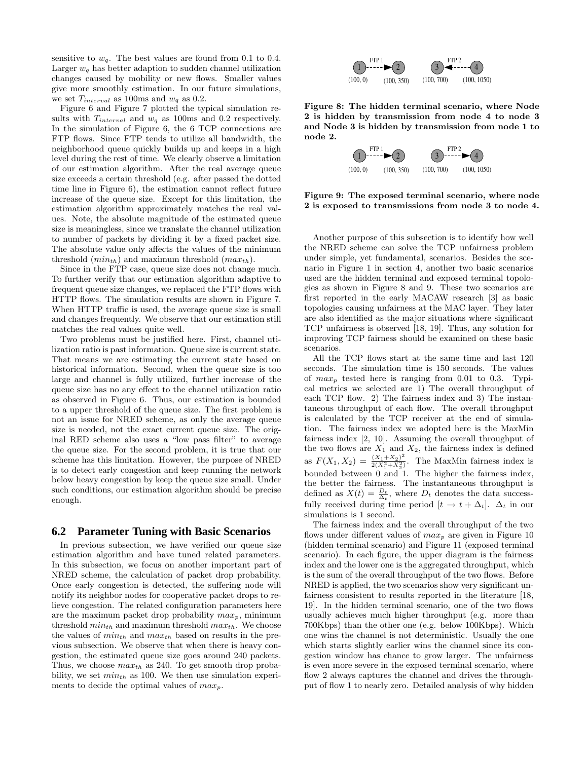sensitive to $w_q$. The best values are found from 0.1 to 0.4. Larger $w_q$ has better adaption to sudden channel utilization changes caused by mobility or new flows. Smaller values give more smoothly estimation. In our future simulations, we set $T_{interval}$ as 100ms and $w_q$ as 0.2.

Figure 6 and Figure 7 plotted the typical simulation results with $T_{interval}$ and $w_q$ as 100ms and 0.2 respectively. In the simulation of Figure 6, the 6 TCP connections are FTP flows. Since FTP tends to utilize all bandwidth, the neighborhood queue quickly builds up and keeps in a high level during the rest of time. We clearly observe a limitation of our estimation algorithm. After the real average queue size exceeds a certain threshold (e.g. after passed the dotted time line in Figure 6), the estimation cannot reflect future increase of the queue size. Except for this limitation, the estimation algorithm approximately matches the real values. Note, the absolute magnitude of the estimated queue size is meaningless, since we translate the channel utilization to number of packets by dividing it by a fixed packet size. The absolute value only affects the values of the minimum threshold ($min_{th}$) and maximum threshold ($max_{th}$).

Since in the FTP case, queue size does not change much. To further verify that our estimation algorithm adaptive to frequent queue size changes, we replaced the FTP flows with HTTP flows. The simulation results are shown in Figure 7. When HTTP traffic is used, the average queue size is small and changes frequently. We observe that our estimation still matches the real values quite well.

Two problems must be justified here. First, channel utilization ratio is past information. Queue size is current state. That means we are estimating the current state based on historical information. Second, when the queue size is too large and channel is fully utilized, further increase of the queue size has no any effect to the channel utilization ratio as observed in Figure 6. Thus, our estimation is bounded to a upper threshold of the queue size. The first problem is not an issue for NRED scheme, as only the average queue size is needed, not the exact current queue size. The original RED scheme also uses a "low pass filter" to average the queue size. For the second problem, it is true that our scheme has this limitation. However, the purpose of NRED is to detect early congestion and keep running the network below heavy congestion by keep the queue size small. Under such conditions, our estimation algorithm should be precise enough.

## 6.2 Parameter Tuning with Basic Scenarios

In previous subsection, we have verified our queue size estimation algorithm and have tuned related parameters. In this subsection, we focus on another important part of NRED scheme, the calculation of packet drop probability. Once early congestion is detected, the suffering node will notify its neighbor nodes for cooperative packet drops to relieve congestion. The related configuration parameters here are the maximum packet drop probability $max_p$, minimum threshold $min_{th}$ and maximum threshold $max_{th}$. We choose the values of $min_{th}$ and $max_{th}$ based on results in the previous subsection. We observe that when there is heavy congestion, the estimated queue size goes around 240 packets. Thus, we choose $max_{th}$ as 240. To get smooth drop probability, we set $min_{th}$ as 100. We then use simulation experiments to decide the optimal values of $max_p$.

FTP 1
FTP 2
1 2 3 4
(100, 0) (100, 350) (100, 700) (100, 1050)

**Figure 8: The hidden terminal scenario, where Node 2 is hidden by transmission from node 4 to node 3 and Node 3 is hidden by transmission from node 1 to node 2.**

FTP 1
FTP 2
1 2 3 4
(100, 0) (100, 350) (100, 700) (100, 1050)

**Figure 9: The exposed terminal scenario, where node 2 is exposed to transmissions from node 3 to node 4.**

Another purpose of this subsection is to identify how well the NRED scheme can solve the TCP unfairness problem under simple, yet fundamental, scenarios. Besides the scenario in Figure 1 in section 4, another two basic scenarios used are the hidden terminal and exposed terminal topologies as shown in Figure 8 and 9. These two scenarios are first reported in the early MACAW research [3] as basic topologies causing unfairness at the MAC layer. They later are also identified as the major situations where significant TCP unfairness is observed [18, 19]. Thus, any solution for improving TCP fairness should be examined on these basic scenarios.

All the TCP flows start at the same time and last 120 seconds. The simulation time is 150 seconds. The values of $max_p$ tested here is ranging from 0.01 to 0.3. Typical metrics we selected are 1) The overall throughput of each TCP flow. 2) The fairness index and 3) The instantaneous throughput of each flow. The overall throughput is calculated by the TCP receiver at the end of simulation. The fairness index we adopted here is the MaxMin fairness index [2, 10]. Assuming the overall throughput of the two flows are $X_1$ and $X_2$, the fairness index is defined as $F(X_1, X_2) = \frac{(X_1+X_2)^2}{2(X_1^2+X_2^2)}$. The MaxMin fairness index is bounded between 0 and 1. The higher the fairness index, the better the fairness. The instantaneous throughput is defined as $X(t) = \frac{D_t}{\Delta_t}$, where $D_t$ denotes the data successfully received during time period $[t \to t + \Delta_t]$. $\Delta_t$ in our simulations is 1 second.

The fairness index and the overall throughput of the two flows under different values of $max_p$ are given in Figure 10 (hidden terminal scenario) and Figure 11 (exposed terminal scenario). In each figure, the upper diagram is the fairness index and the lower one is the aggregated throughput, which is the sum of the overall throughput of the two flows. Before NRED is applied, the two scenarios show very significant unfairness consistent to results reported in the literature [18, 19]. In the hidden terminal scenario, one of the two flows usually achieves much higher throughput (e.g. more than 700Kbps) than the other one (e.g. below 100Kbps). Which one wins the channel is not deterministic. Usually the one which starts slightly earlier wins the channel since its congestion window has chance to grow larger. The unfairness is even more severe in the exposed terminal scenario, where flow 2 always captures the channel and drives the throughput of flow 1 to nearly zero. Detailed analysis of why hidden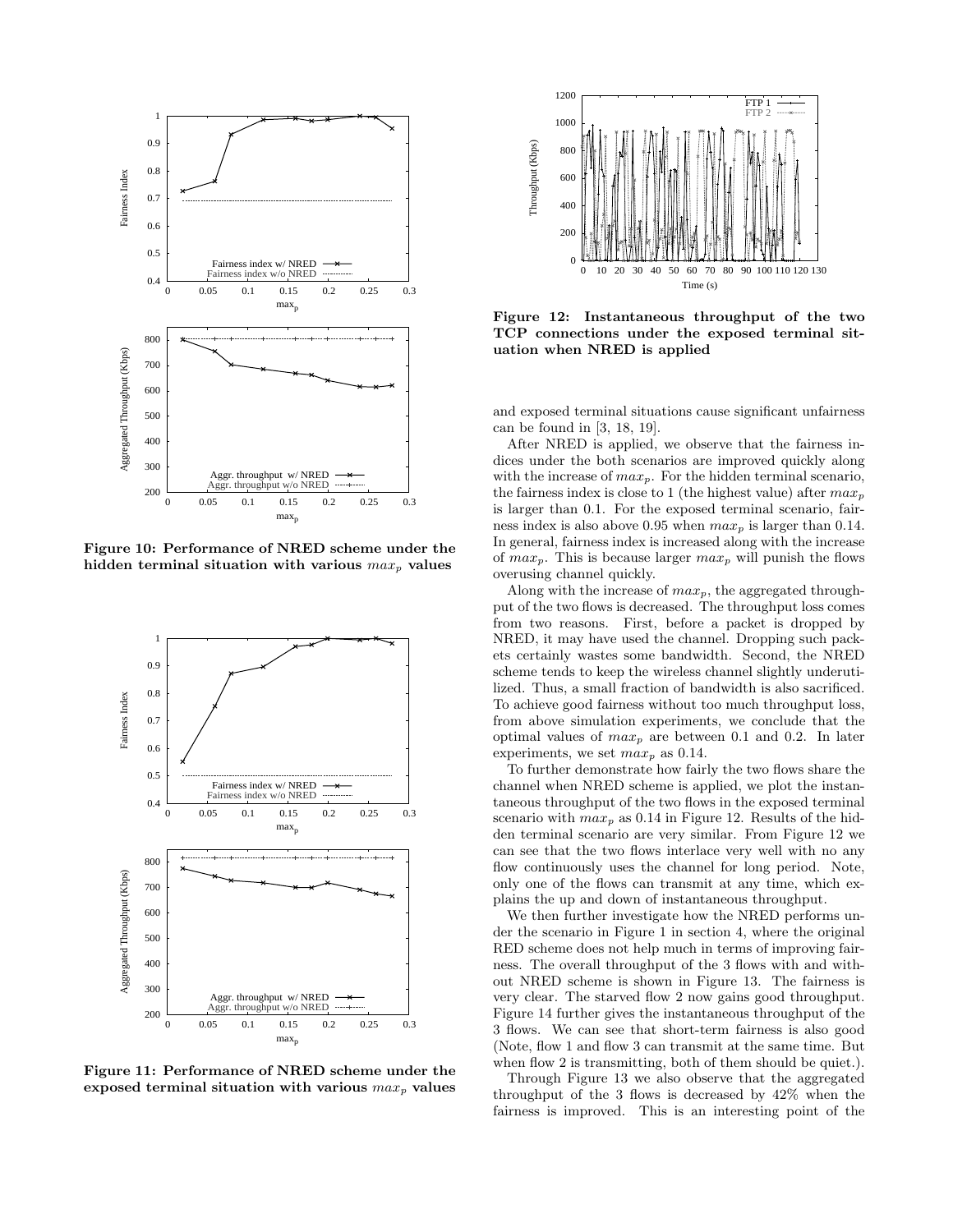Figure 10: Performance of NRED scheme under the hidden terminal situation with various $max_p$ values

Figure 11: Performance of NRED scheme under the exposed terminal situation with various $max_p$ values

Figure 12: Instantaneous throughput of the two TCP connections under the exposed terminal situation when NRED is applied

and exposed terminal situations cause significant unfairness can be found in [3, 18, 19].

After NRED is applied, we observe that the fairness indices under the both scenarios are improved quickly along with the increase of $max_p$. For the hidden terminal scenario, the fairness index is close to 1 (the highest value) after $max_p$ is larger than 0.1. For the exposed terminal scenario, fairness index is also above 0.95 when $max_p$ is larger than 0.14. In general, fairness index is increased along with the increase of $max_p$. This is because larger $max_p$ will punish the flows overusing channel quickly.

Along with the increase of $max_p$, the aggregated throughput of the two flows is decreased. The throughput loss comes from two reasons. First, before a packet is dropped by NRED, it may have used the channel. Dropping such packets certainly wastes some bandwidth. Second, the NRED scheme tends to keep the wireless channel slightly underutilized. Thus, a small fraction of bandwidth is also sacrificed. To achieve good fairness without too much throughput loss, from above simulation experiments, we conclude that the optimal values of $max_p$ are between 0.1 and 0.2. In later experiments, we set $max_p$ as 0.14.

To further demonstrate how fairly the two flows share the channel when NRED scheme is applied, we plot the instantaneous throughput of the two flows in the exposed terminal scenario with $max_p$ as 0.14 in Figure 12. Results of the hidden terminal scenario are very similar. From Figure 12 we can see that the two flows interlace very well with no any flow continuously uses the channel for long period. Note, only one of the flows can transmit at any time, which explains the up and down of instantaneous throughput.

We then further investigate how the NRED performs under the scenario in Figure 1 in section 4, where the original RED scheme does not help much in terms of improving fairness. The overall throughput of the 3 flows with and without NRED scheme is shown in Figure 13. The fairness is very clear. The starved flow 2 now gains good throughput. Figure 14 further gives the instantaneous throughput of the 3 flows. We can see that short-term fairness is also good (Note, flow 1 and flow 3 can transmit at the same time. But when flow 2 is transmitting, both of them should be quiet.).

Through Figure 13 we also observe that the aggregated throughput of the 3 flows is decreased by 42% when the fairness is improved. This is an interesting point of the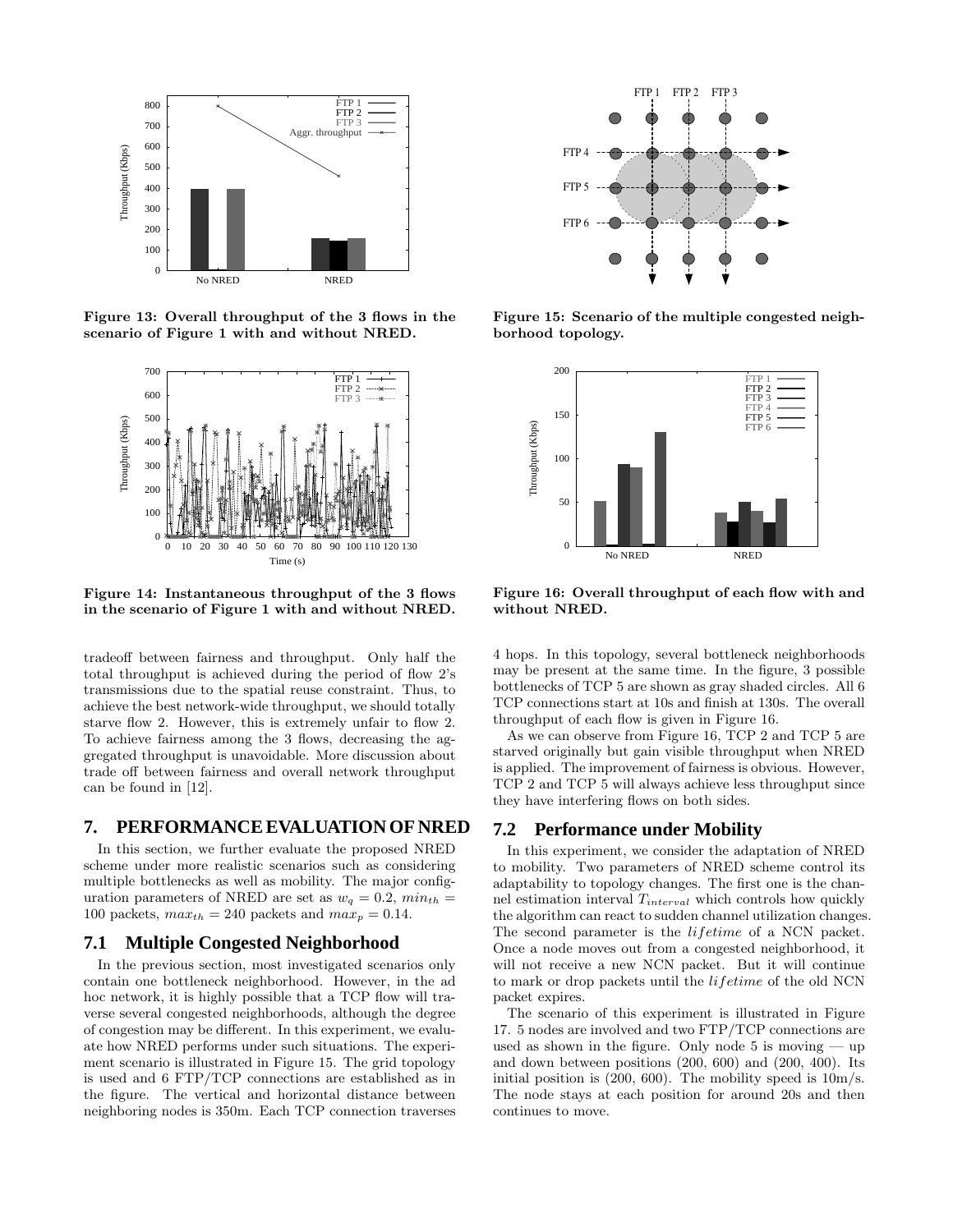Figure 13: Overall throughput of the 3 flows in the scenario of Figure 1 with and without NRED.

Figure 14: Instantaneous throughput of the 3 flows in the scenario of Figure 1 with and without NRED.

tradeoff between fairness and throughput. Only half the total throughput is achieved during the period of flow 2's transmissions due to the spatial reuse constraint. Thus, to achieve the best network-wide throughput, we should totally starve flow 2. However, this is extremely unfair to flow 2. To achieve fairness among the 3 flows, decreasing the aggregated throughput is unavoidable. More discussion about trade off between fairness and overall network throughput can be found in [12].

## 7. PERFORMANCE EVALUATION OF NRED

In this section, we further evaluate the proposed NRED scheme under more realistic scenarios such as considering multiple bottlenecks as well as mobility. The major configuration parameters of NRED are set as $w_q = 0.2$, $min_{th} =$ 100 packets, $max_{th} = 240$ packets and $max_p = 0.14$.

### 7.1 Multiple Congested Neighborhood

In the previous section, most investigated scenarios only contain one bottleneck neighborhood. However, in the ad hoc network, it is highly possible that a TCP flow will traverse several congested neighborhoods, although the degree of congestion may be different. In this experiment, we evaluate how NRED performs under such situations. The experiment scenario is illustrated in Figure 15. The grid topology is used and 6 FTP/TCP connections are established as in the figure. The vertical and horizontal distance between neighboring nodes is 350m. Each TCP connection traverses 4 hops. In this topology, several bottleneck neighborhoods may be present at the same time. In the figure, 3 possible bottlenecks of TCP 5 are shown as gray shaded circles. All 6 TCP connections start at 10s and finish at 130s. The overall throughput of each flow is given in Figure 16.

Figure 15: Scenario of the multiple congested neighborhood topology.

Figure 16: Overall throughput of each flow with and without NRED.

As we can observe from Figure 16, TCP 2 and TCP 5 are starved originally but gain visible throughput when NRED is applied. The improvement of fairness is obvious. However, TCP 2 and TCP 5 will always achieve less throughput since they have interfering flows on both sides.

### 7.2 Performance under Mobility

In this experiment, we consider the adaptation of NRED to mobility. Two parameters of NRED scheme control its adaptability to topology changes. The first one is the channel estimation interval $T_{interval}$ which controls how quickly the algorithm can react to sudden channel utilization changes. The second parameter is the *lifetime* of a NCN packet. Once a node moves out from a congested neighborhood, it will not receive a new NCN packet. But it will continue to mark or drop packets until the *lifetime* of the old NCN packet expires.

The scenario of this experiment is illustrated in Figure 17. 5 nodes are involved and two FTP/TCP connections are used as shown in the figure. Only node 5 is moving — up and down between positions (200, 600) and (200, 400). Its initial position is (200, 600). The mobility speed is 10m/s. The node stays at each position for around 20s and then continues to move.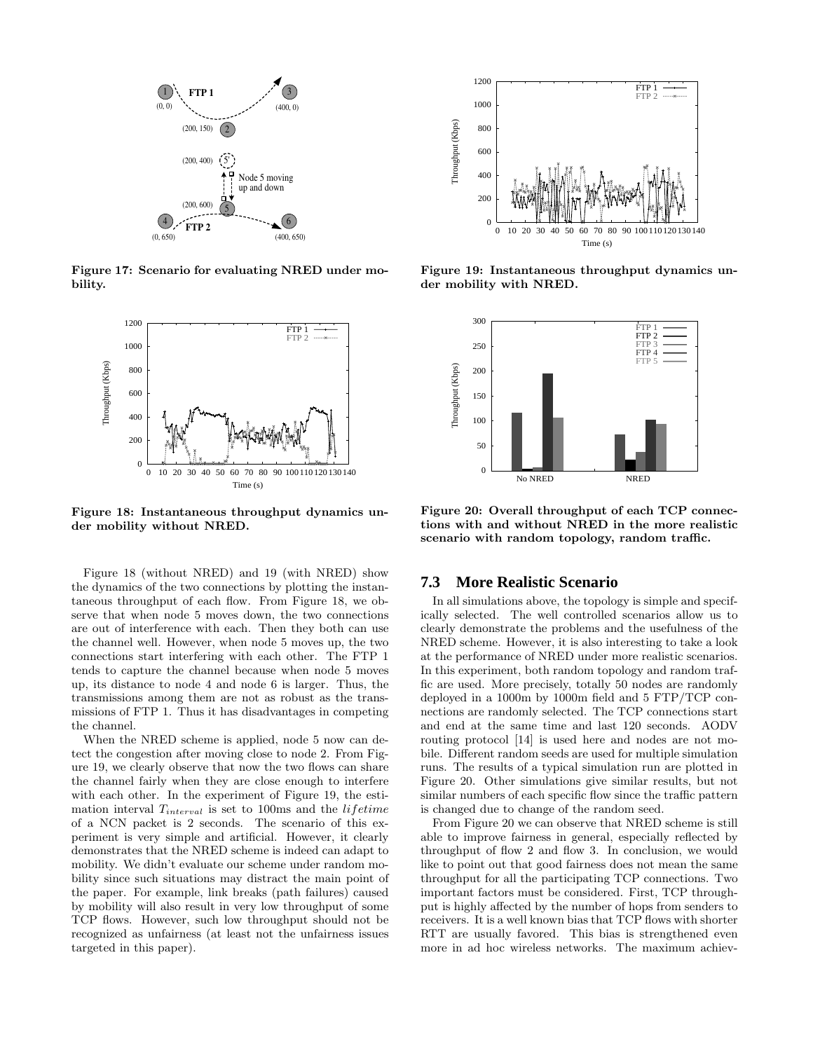Figure 17: Scenario for evaluating NRED under mobility.

Figure 18: Instantaneous throughput dynamics under mobility without NRED.

Figure 18 (without NRED) and 19 (with NRED) show the dynamics of the two connections by plotting the instantaneous throughput of each flow. From Figure 18, we observe that when node 5 moves down, the two connections are out of interference with each. Then they both can use the channel well. However, when node 5 moves up, the two connections start interfering with each other. The FTP 1 tends to capture the channel because when node 5 moves up, its distance to node 4 and node 6 is larger. Thus, the transmissions among them are not as robust as the transmissions of FTP 1. Thus it has disadvantages in competing the channel.

When the NRED scheme is applied, node 5 now can detect the congestion after moving close to node 2. From Figure 19, we clearly observe that now the two flows can share the channel fairly when they are close enough to interfere with each other. In the experiment of Figure 19, the estimation interval $T_{interval}$ is set to 100ms and the $lifetime$ of a NCN packet is 2 seconds. The scenario of this experiment is very simple and artificial. However, it clearly demonstrates that the NRED scheme is indeed can adapt to mobility. We didn't evaluate our scheme under random mobility since such situations may distract the main point of the paper. For example, link breaks (path failures) caused by mobility will also result in very low throughput of some TCP flows. However, such low throughput should not be recognized as unfairness (at least not the unfairness issues targeted in this paper).

Figure 19: Instantaneous throughput dynamics under mobility with NRED.

Figure 20: Overall throughput of each TCP connections with and without NRED in the more realistic scenario with random topology, random traffic.

## 7.3 More Realistic Scenario

In all simulations above, the topology is simple and specifically selected. The well controlled scenarios allow us to clearly demonstrate the problems and the usefulness of the NRED scheme. However, it is also interesting to take a look at the performance of NRED under more realistic scenarios. In this experiment, both random topology and random traffic are used. More precisely, totally 50 nodes are randomly deployed in a 1000m by 1000m field and 5 FTP/TCP connections are randomly selected. The TCP connections start and end at the same time and last 120 seconds. AODV routing protocol [14] is used here and nodes are not mobile. Different random seeds are used for multiple simulation runs. The results of a typical simulation run are plotted in Figure 20. Other simulations give similar results, but not similar numbers of each specific flow since the traffic pattern is changed due to change of the random seed.

From Figure 20 we can observe that NRED scheme is still able to improve fairness in general, especially reflected by throughput of flow 2 and flow 3. In conclusion, we would like to point out that good fairness does not mean the same throughput for all the participating TCP connections. Two important factors must be considered. First, TCP throughput is highly affected by the number of hops from senders to receivers. It is a well known bias that TCP flows with shorter RTT are usually favored. This bias is strengthened even more in ad hoc wireless networks. The maximum achiev-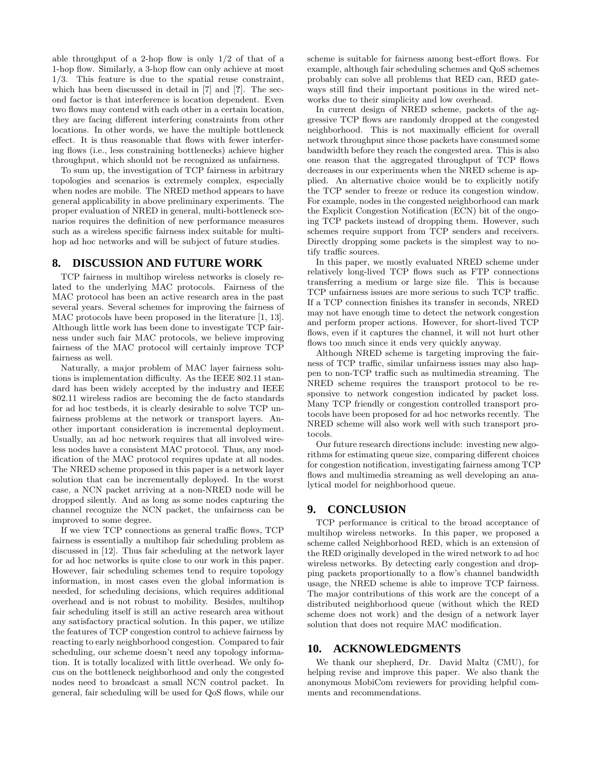able throughput of a 2-hop flow is only 1/2 of that of a 1-hop flow. Similarly, a 3-hop flow can only achieve at most 1/3. This feature is due to the spatial reuse constraint, which has been discussed in detail in [7] and [?]. The second factor is that interference is location dependent. Even two flows may contend with each other in a certain location, they are facing different interfering constraints from other locations. In other words, we have the multiple bottleneck effect. It is thus reasonable that flows with fewer interfering flows (i.e., less constraining bottlenecks) achieve higher throughput, which should not be recognized as unfairness.

To sum up, the investigation of TCP fairness in arbitrary topologies and scenarios is extremely complex, especially when nodes are mobile. The NRED method appears to have general applicability in above preliminary experiments. The proper evaluation of NRED in general, multi-bottleneck scenarios requires the definition of new performance measures such as a wireless specific fairness index suitable for multihop ad hoc networks and will be subject of future studies.

## 8. DISCUSSION AND FUTURE WORK

TCP fairness in multihop wireless networks is closely related to the underlying MAC protocols. Fairness of the MAC protocol has been an active research area in the past several years. Several schemes for improving the fairness of MAC protocols have been proposed in the literature [1, 13]. Although little work has been done to investigate TCP fairness under such fair MAC protocols, we believe improving fairness of the MAC protocol will certainly improve TCP fairness as well.

Naturally, a major problem of MAC layer fairness solutions is implementation difficulty. As the IEEE 802.11 standard has been widely accepted by the industry and IEEE 802.11 wireless radios are becoming the de facto standards for ad hoc testbeds, it is clearly desirable to solve TCP unfairness problems at the network or transport layers. Another important consideration is incremental deployment. Usually, an ad hoc network requires that all involved wireless nodes have a consistent MAC protocol. Thus, any modification of the MAC protocol requires update at all nodes. The NRED scheme proposed in this paper is a network layer solution that can be incrementally deployed. In the worst case, a NCN packet arriving at a non-NRED node will be dropped silently. And as long as some nodes capturing the channel recognize the NCN packet, the unfairness can be improved to some degree.

If we view TCP connections as general traffic flows, TCP fairness is essentially a multihop fair scheduling problem as discussed in [12]. Thus fair scheduling at the network layer for ad hoc networks is quite close to our work in this paper. However, fair scheduling schemes tend to require topology information, in most cases even the global information is needed, for scheduling decisions, which requires additional overhead and is not robust to mobility. Besides, multihop fair scheduling itself is still an active research area without any satisfactory practical solution. In this paper, we utilize the features of TCP congestion control to achieve fairness by reacting to early neighborhood congestion. Compared to fair scheduling, our scheme doesn't need any topology information. It is totally localized with little overhead. We only focus on the bottleneck neighborhood and only the congested nodes need to broadcast a small NCN control packet. In general, fair scheduling will be used for QoS flows, while our scheme is suitable for fairness among best-effort flows. For example, although fair scheduling schemes and QoS schemes probably can solve all problems that RED can, RED gateways still find their important positions in the wired networks due to their simplicity and low overhead.

In current design of NRED scheme, packets of the aggressive TCP flows are randomly dropped at the congested neighborhood. This is not maximally efficient for overall network throughput since those packets have consumed some bandwidth before they reach the congested area. This is also one reason that the aggregated throughput of TCP flows decreases in our experiments when the NRED scheme is applied. An alternative choice would be to explicitly notify the TCP sender to freeze or reduce its congestion window. For example, nodes in the congested neighborhood can mark the Explicit Congestion Notification (ECN) bit of the ongoing TCP packets instead of dropping them. However, such schemes require support from TCP senders and receivers. Directly dropping some packets is the simplest way to notify traffic sources.

In this paper, we mostly evaluated NRED scheme under relatively long-lived TCP flows such as FTP connections transferring a medium or large size file. This is because TCP unfairness issues are more serious to such TCP traffic. If a TCP connection finishes its transfer in seconds, NRED may not have enough time to detect the network congestion and perform proper actions. However, for short-lived TCP flows, even if it captures the channel, it will not hurt other flows too much since it ends very quickly anyway.

Although NRED scheme is targeting improving the fairness of TCP traffic, similar unfairness issues may also happen to non-TCP traffic such as multimedia streaming. The NRED scheme requires the transport protocol to be responsive to network congestion indicated by packet loss. Many TCP friendly or congestion controlled transport protocols have been proposed for ad hoc networks recently. The NRED scheme will also work well with such transport protocols.

Our future research directions include: investing new algorithms for estimating queue size, comparing different choices for congestion notification, investigating fairness among TCP flows and multimedia streaming as well developing an analytical model for neighborhood queue.

## 9. CONCLUSION

TCP performance is critical to the broad acceptance of multihop wireless networks. In this paper, we proposed a scheme called Neighborhood RED, which is an extension of the RED originally developed in the wired network to ad hoc wireless networks. By detecting early congestion and dropping packets proportionally to a flow's channel bandwidth usage, the NRED scheme is able to improve TCP fairness. The major contributions of this work are the concept of a distributed neighborhood queue (without which the RED scheme does not work) and the design of a network layer solution that does not require MAC modification.

## 10. ACKNOWLEDGMENTS

We thank our shepherd, Dr. David Maltz (CMU), for helping revise and improve this paper. We also thank the anonymous MobiCom reviewers for providing helpful comments and recommendations.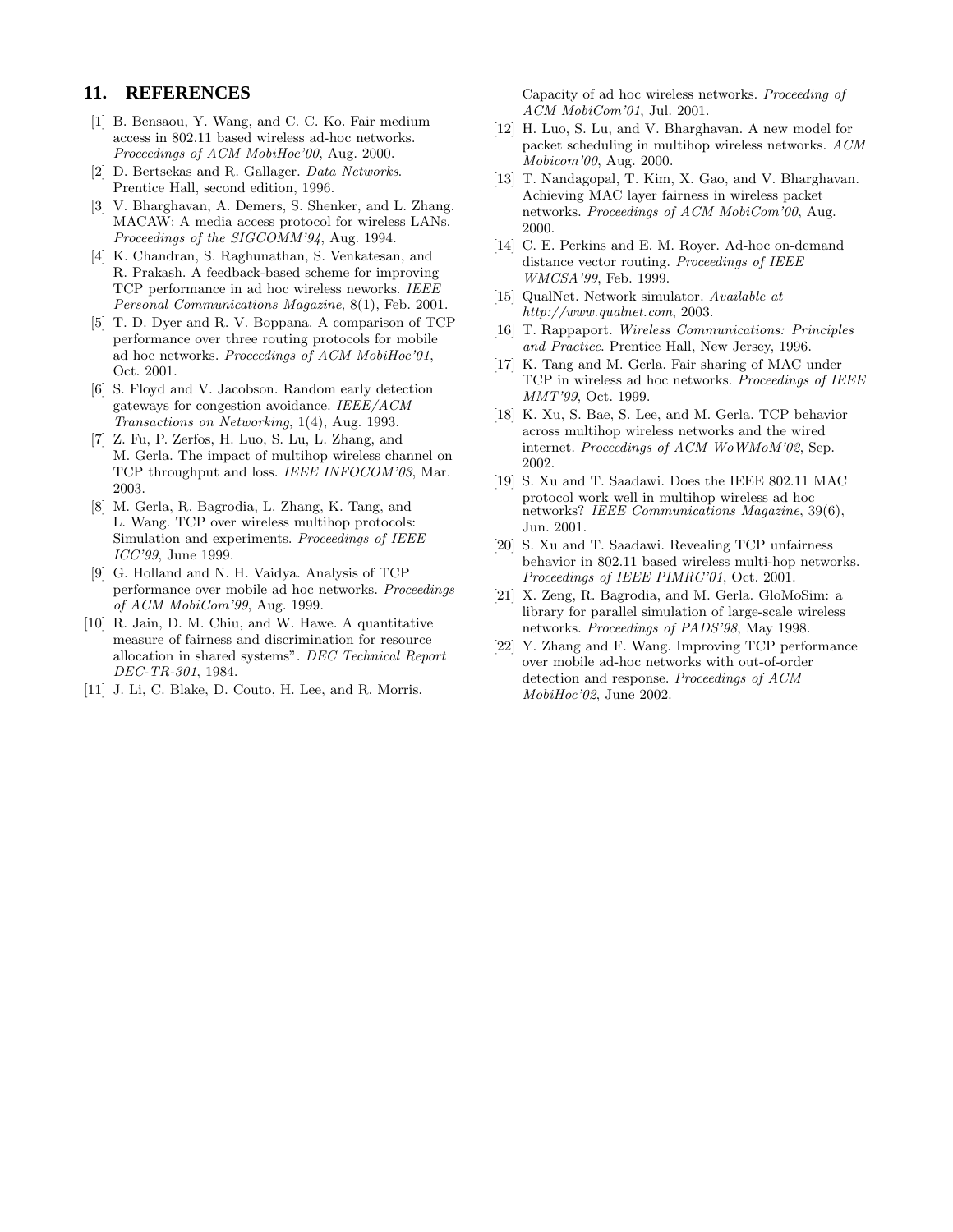## 11. REFERENCES

[1] B. Bensaou, Y. Wang, and C. C. Ko. Fair medium access in 802.11 based wireless ad-hoc networks. *Proceedings of ACM MobiHoc'00*, Aug. 2000.

[2] D. Bertsekas and R. Gallager. *Data Networks*. Prentice Hall, second edition, 1996.

[3] V. Bharghavan, A. Demers, S. Shenker, and L. Zhang. MACAW: A media access protocol for wireless LANs. *Proceedings of the SIGCOMM'94*, Aug. 1994.

[4] K. Chandran, S. Raghunathan, S. Venkatesan, and R. Prakash. A feedback-based scheme for improving TCP performance in ad hoc wireless neworks. *IEEE Personal Communications Magazine*, 8(1), Feb. 2001.

[5] T. D. Dyer and R. V. Boppana. A comparison of TCP performance over three routing protocols for mobile ad hoc networks. *Proceedings of ACM MobiHoc'01*, Oct. 2001.

[6] S. Floyd and V. Jacobson. Random early detection gateways for congestion avoidance. *IEEE/ACM Transactions on Networking*, 1(4), Aug. 1993.

[7] Z. Fu, P. Zerfos, H. Luo, S. Lu, L. Zhang, and M. Gerla. The impact of multihop wireless channel on TCP throughput and loss. *IEEE INFOCOM'03*, Mar. 2003.

[8] M. Gerla, R. Bagrodia, L. Zhang, K. Tang, and L. Wang. TCP over wireless multihop protocols: Simulation and experiments. *Proceedings of IEEE ICC'99*, June 1999.

[9] G. Holland and N. H. Vaidya. Analysis of TCP performance over mobile ad hoc networks. *Proceedings of ACM MobiCom'99*, Aug. 1999.

[10] R. Jain, D. M. Chiu, and W. Hawe. A quantitative measure of fairness and discrimination for resource allocation in shared systems". *DEC Technical Report DEC-TR-301*, 1984.

[11] J. Li, C. Blake, D. Couto, H. Lee, and R. Morris. Capacity of ad hoc wireless networks. *Proceeding of ACM MobiCom'01*, Jul. 2001.

[12] H. Luo, S. Lu, and V. Bharghavan. A new model for packet scheduling in multihop wireless networks. *ACM Mobicom'00*, Aug. 2000.

[13] T. Nandagopal, T. Kim, X. Gao, and V. Bharghavan. Achieving MAC layer fairness in wireless packet networks. *Proceedings of ACM MobiCom'00*, Aug. 2000.

[14] C. E. Perkins and E. M. Royer. Ad-hoc on-demand distance vector routing. *Proceedings of IEEE WMCSA'99*, Feb. 1999.

[15] QualNet. Network simulator. *Available at http://www.qualnet.com*, 2003.

[16] T. Rappaport. *Wireless Communications: Principles and Practice*. Prentice Hall, New Jersey, 1996.

[17] K. Tang and M. Gerla. Fair sharing of MAC under TCP in wireless ad hoc networks. *Proceedings of IEEE MMT'99*, Oct. 1999.

[18] K. Xu, S. Bae, S. Lee, and M. Gerla. TCP behavior across multihop wireless networks and the wired internet. *Proceedings of ACM WoWMoM'02*, Sep. 2002.

[19] S. Xu and T. Saadawi. Does the IEEE 802.11 MAC protocol work well in multihop wireless ad hoc networks? *IEEE Communications Magazine*, 39(6), Jun. 2001.

[20] S. Xu and T. Saadawi. Revealing TCP unfairness behavior in 802.11 based wireless multi-hop networks. *Proceedings of IEEE PIMRC'01*, Oct. 2001.

[21] X. Zeng, R. Bagrodia, and M. Gerla. GloMoSim: a library for parallel simulation of large-scale wireless networks. *Proceedings of PADS'98*, May 1998.

[22] Y. Zhang and F. Wang. Improving TCP performance over mobile ad-hoc networks with out-of-order detection and response. *Proceedings of ACM MobiHoc'02*, June 2002.